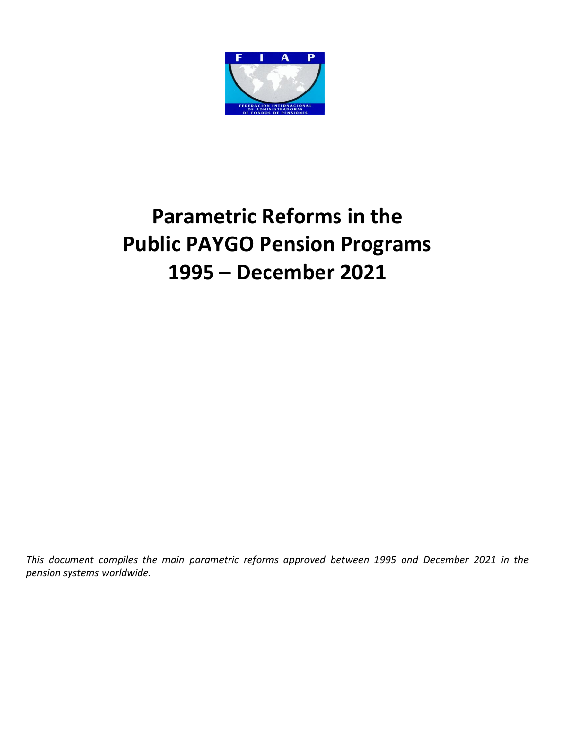FIAP

FEDERACION INTERNACIONAL DE ADMINISTRADORAS DE FONDOS DE PENSIONES

# Parametric Reforms in the Public PAYGO Pension Programs 1995 – December 2021

*This document compiles the main parametric reforms approved between 1995 and December 2021 in the pension systems worldwide.*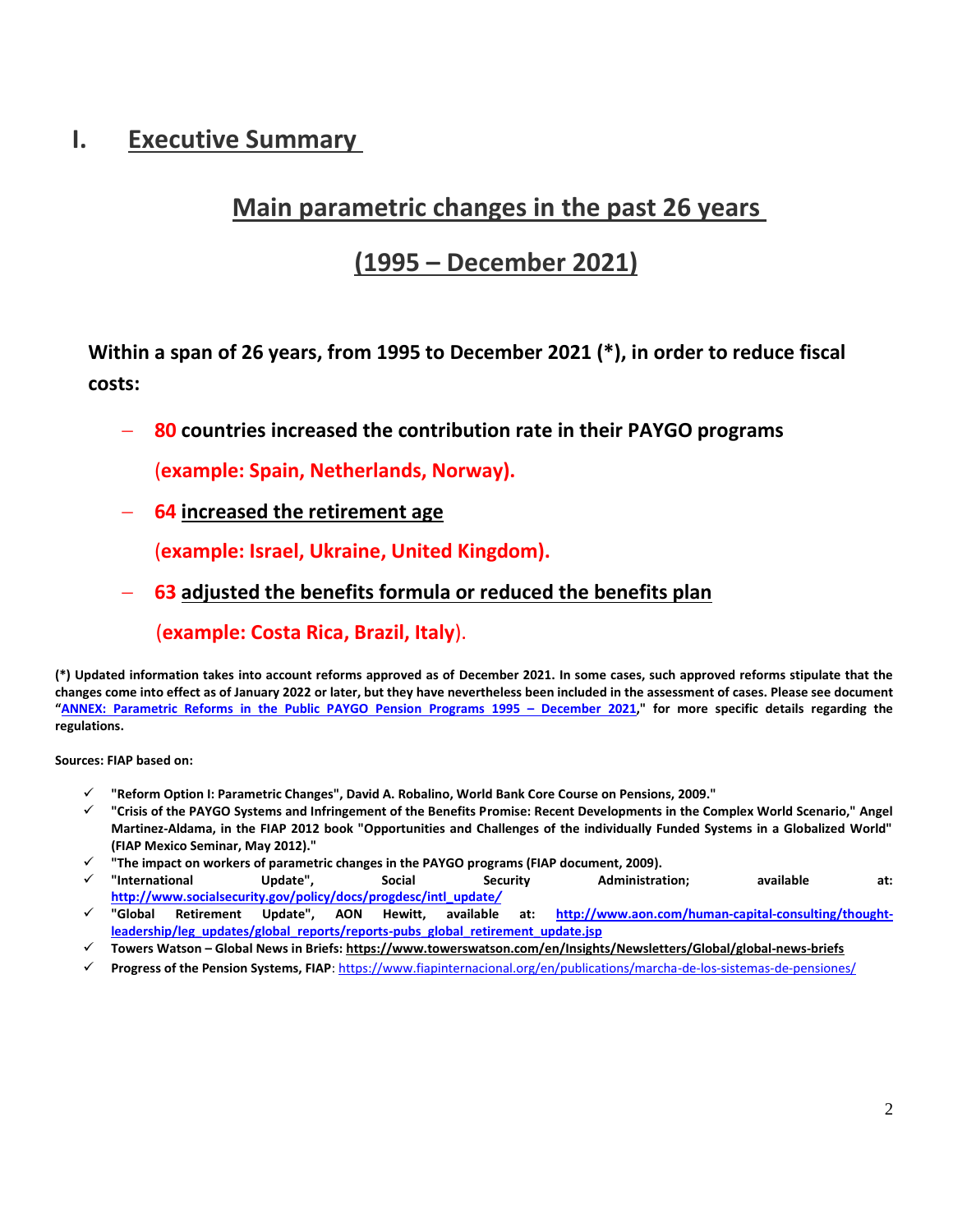# I. Executive Summary

## Main parametric changes in the past 26 years

## (1995 – December 2021)

**Within a span of 26 years, from 1995 to December 2021 (*), in order to reduce fiscal costs:**

- **80 countries increased the contribution rate in their PAYGO programs**

  **(example: Spain, Netherlands, Norway).**

- **64 increased the retirement age**

  **(example: Israel, Ukraine, United Kingdom).**

- **63 adjusted the benefits formula or reduced the benefits plan**

  **(example: Costa Rica, Brazil, Italy).**

**(*) Updated information takes into account reforms approved as of December 2021. In some cases, such approved reforms stipulate that the changes come into effect as of January 2022 or later, but they have nevertheless been included in the assessment of cases. Please see document "ANNEX: Parametric Reforms in the Public PAYGO Pension Programs 1995 – December 2021," for more specific details regarding the regulations.**

**Sources: FIAP based on:**

- **"Reform Option I: Parametric Changes", David A. Robalino, World Bank Core Course on Pensions, 2009."**
- **"Crisis of the PAYGO Systems and Infringement of the Benefits Promise: Recent Developments in the Complex World Scenario," Angel Martinez-Aldama, in the FIAP 2012 book "Opportunities and Challenges of the individually Funded Systems in a Globalized World" (FIAP Mexico Seminar, May 2012)."**
- **"The impact on workers of parametric changes in the PAYGO programs (FIAP document, 2009).**
- **"International Update", Social Security Administration; available at: http://www.socialsecurity.gov/policy/docs/progdesc/intl_update/**
- **"Global Retirement Update", AON Hewitt, available at: http://www.aon.com/human-capital-consulting/thought-leadership/leg_updates/global_reports/reports-pubs_global_retirement_update.jsp**
- **Towers Watson – Global News in Briefs: https://www.towerswatson.com/en/Insights/Newsletters/Global/global-news-briefs**
- **Progress of the Pension Systems, FIAP**: https://www.fiapinternacional.org/en/publications/marcha-de-los-sistemas-de-pensiones/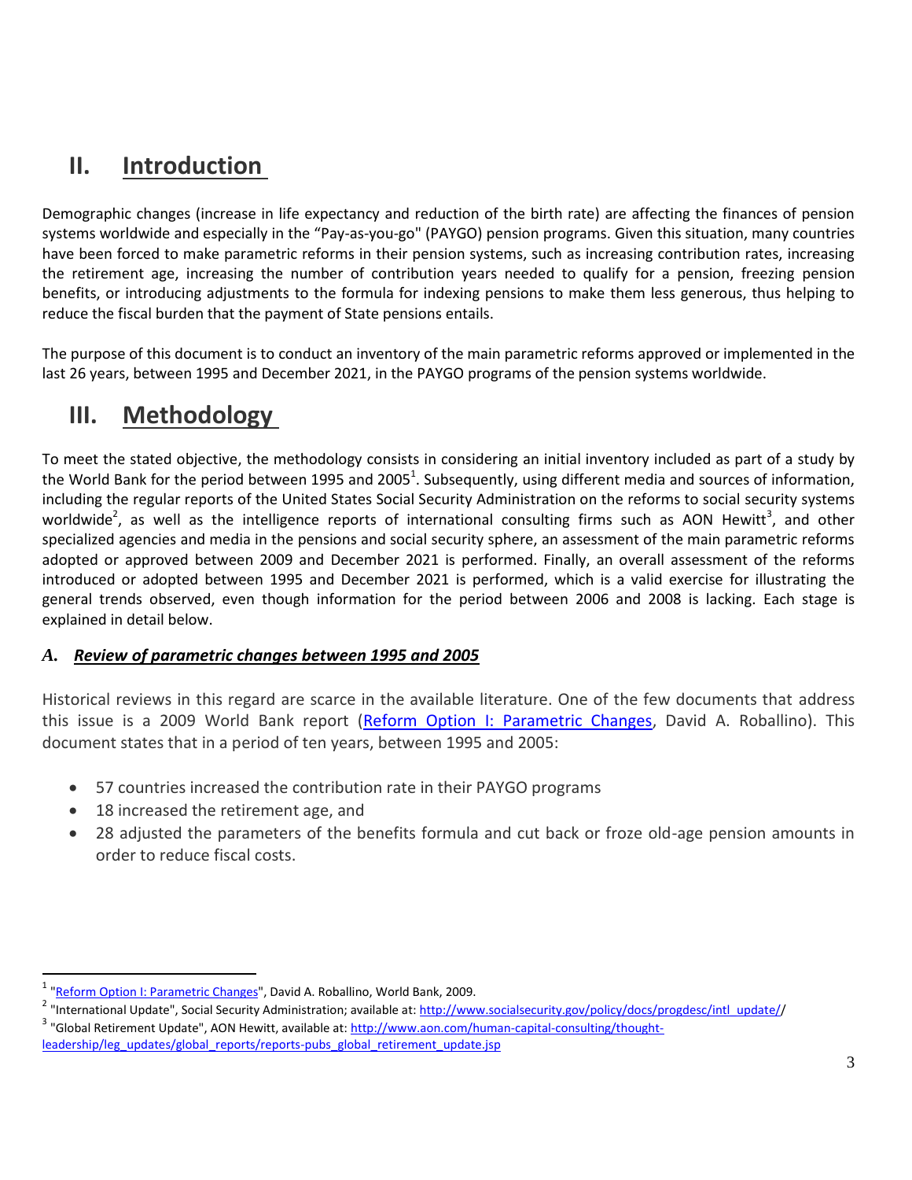## II. Introduction

Demographic changes (increase in life expectancy and reduction of the birth rate) are affecting the finances of pension systems worldwide and especially in the "Pay-as-you-go" (PAYGO) pension programs. Given this situation, many countries have been forced to make parametric reforms in their pension systems, such as increasing contribution rates, increasing the retirement age, increasing the number of contribution years needed to qualify for a pension, freezing pension benefits, or introducing adjustments to the formula for indexing pensions to make them less generous, thus helping to reduce the fiscal burden that the payment of State pensions entails.

The purpose of this document is to conduct an inventory of the main parametric reforms approved or implemented in the last 26 years, between 1995 and December 2021, in the PAYGO programs of the pension systems worldwide.

## III. Methodology

To meet the stated objective, the methodology consists in considering an initial inventory included as part of a study by the World Bank for the period between 1995 and 2005[1]. Subsequently, using different media and sources of information, including the regular reports of the United States Social Security Administration on the reforms to social security systems worldwide[2], as well as the intelligence reports of international consulting firms such as AON Hewitt[3], and other specialized agencies and media in the pensions and social security sphere, an assessment of the main parametric reforms adopted or approved between 2009 and December 2021 is performed. Finally, an overall assessment of the reforms introduced or adopted between 1995 and December 2021 is performed, which is a valid exercise for illustrating the general trends observed, even though information for the period between 2006 and 2008 is lacking. Each stage is explained in detail below.

### *A. Review of parametric changes between 1995 and 2005*

Historical reviews in this regard are scarce in the available literature. One of the few documents that address this issue is a 2009 World Bank report (Reform Option I: Parametric Changes, David A. Roballino). This document states that in a period of ten years, between 1995 and 2005:

- 57 countries increased the contribution rate in their PAYGO programs
- 18 increased the retirement age, and
- 28 adjusted the parameters of the benefits formula and cut back or froze old-age pension amounts in order to reduce fiscal costs.

---

[1] "Reform Option I: Parametric Changes", David A. Roballino, World Bank, 2009.

[2] "International Update", Social Security Administration; available at: http://www.socialsecurity.gov/policy/docs/progdesc/intl_update//

[3] "Global Retirement Update", AON Hewitt, available at: http://www.aon.com/human-capital-consulting/thought-leadership/leg_updates/global_reports/reports-pubs_global_retirement_update.jsp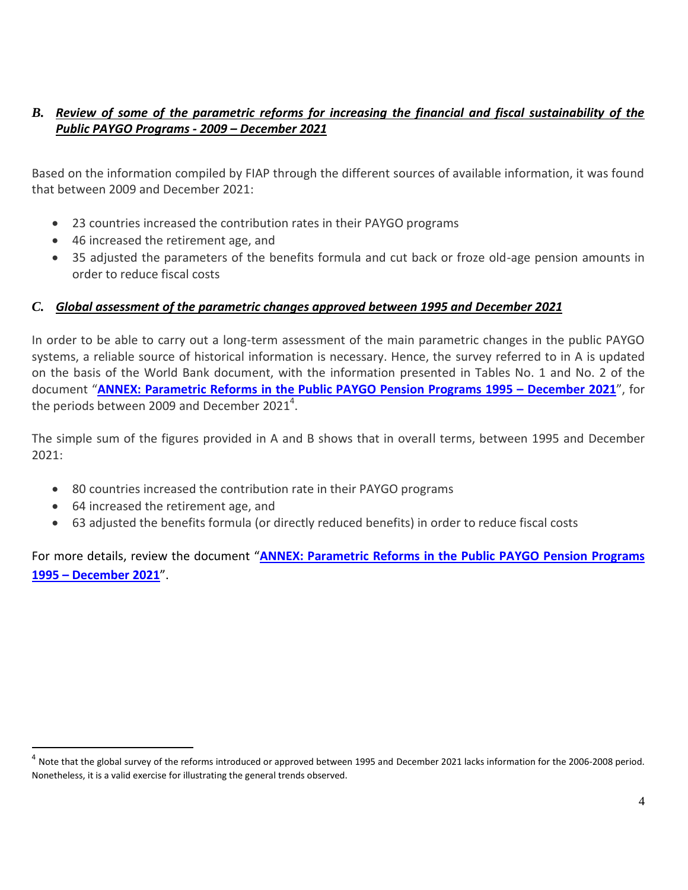### *B. Review of some of the parametric reforms for increasing the financial and fiscal sustainability of the Public PAYGO Programs - 2009 – December 2021*

Based on the information compiled by FIAP through the different sources of available information, it was found that between 2009 and December 2021:

- 23 countries increased the contribution rates in their PAYGO programs
- 46 increased the retirement age, and
- 35 adjusted the parameters of the benefits formula and cut back or froze old-age pension amounts in order to reduce fiscal costs

### *C. Global assessment of the parametric changes approved between 1995 and December 2021*

In order to be able to carry out a long-term assessment of the main parametric changes in the public PAYGO systems, a reliable source of historical information is necessary. Hence, the survey referred to in A is updated on the basis of the World Bank document, with the information presented in Tables No. 1 and No. 2 of the document "**ANNEX: Parametric Reforms in the Public PAYGO Pension Programs 1995 – December 2021**", for the periods between 2009 and December 2021[4].

The simple sum of the figures provided in A and B shows that in overall terms, between 1995 and December 2021:

- 80 countries increased the contribution rate in their PAYGO programs
- 64 increased the retirement age, and
- 63 adjusted the benefits formula (or directly reduced benefits) in order to reduce fiscal costs

For more details, review the document "**ANNEX: Parametric Reforms in the Public PAYGO Pension Programs 1995 – December 2021**".

[4] Note that the global survey of the reforms introduced or approved between 1995 and December 2021 lacks information for the 2006-2008 period. Nonetheless, it is a valid exercise for illustrating the general trends observed.